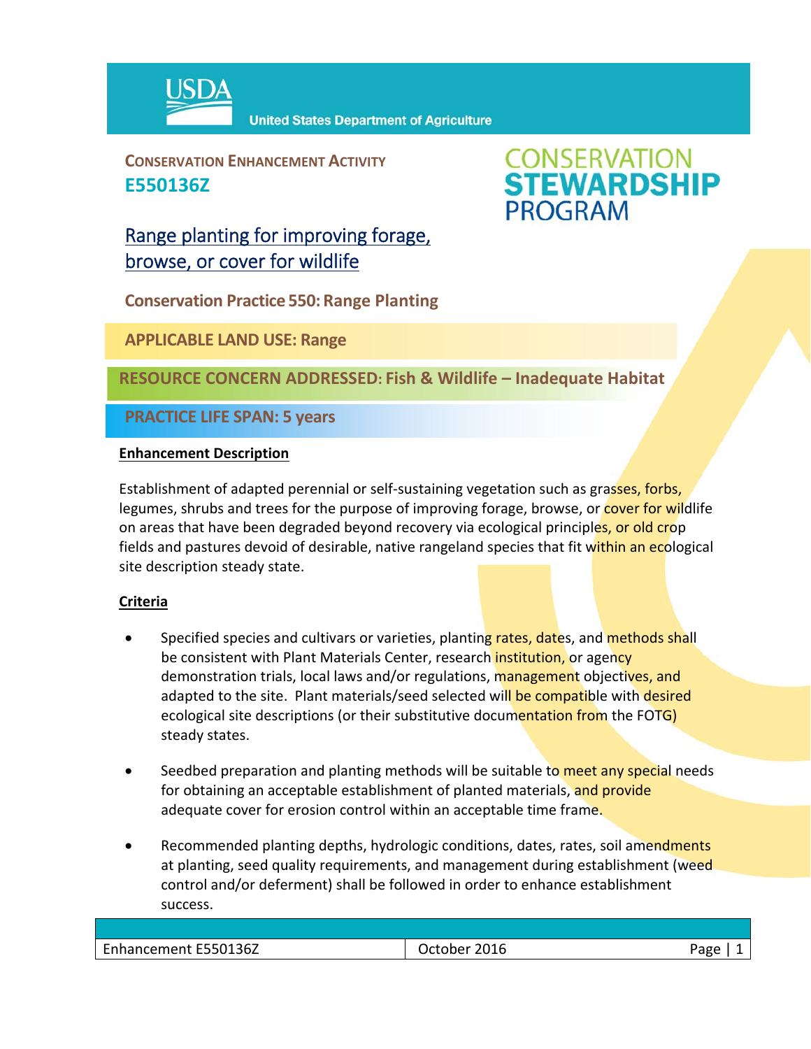USDA United States Department of Agriculture

**CONSERVATION ENHANCEMENT ACTIVITY**
**E550136Z**

CONSERVATION STEWARDSHIP PROGRAM

# Range planting for improving forage, browse, or cover for wildlife

**Conservation Practice 550: Range Planting**

**APPLICABLE LAND USE: Range**

**RESOURCE CONCERN ADDRESSED: Fish & Wildlife – Inadequate Habitat**

**PRACTICE LIFE SPAN: 5 years**

## Enhancement Description

Establishment of adapted perennial or self-sustaining vegetation such as grasses, forbs, legumes, shrubs and trees for the purpose of improving forage, browse, or cover for wildlife on areas that have been degraded beyond recovery via ecological principles, or old crop fields and pastures devoid of desirable, native rangeland species that fit within an ecological site description steady state.

## Criteria

- Specified species and cultivars or varieties, planting rates, dates, and methods shall be consistent with Plant Materials Center, research institution, or agency demonstration trials, local laws and/or regulations, management objectives, and adapted to the site. Plant materials/seed selected will be compatible with desired ecological site descriptions (or their substitutive documentation from the FOTG) steady states.

- Seedbed preparation and planting methods will be suitable to meet any special needs for obtaining an acceptable establishment of planted materials, and provide adequate cover for erosion control within an acceptable time frame.

- Recommended planting depths, hydrologic conditions, dates, rates, soil amendments at planting, seed quality requirements, and management during establishment (weed control and/or deferment) shall be followed in order to enhance establishment success.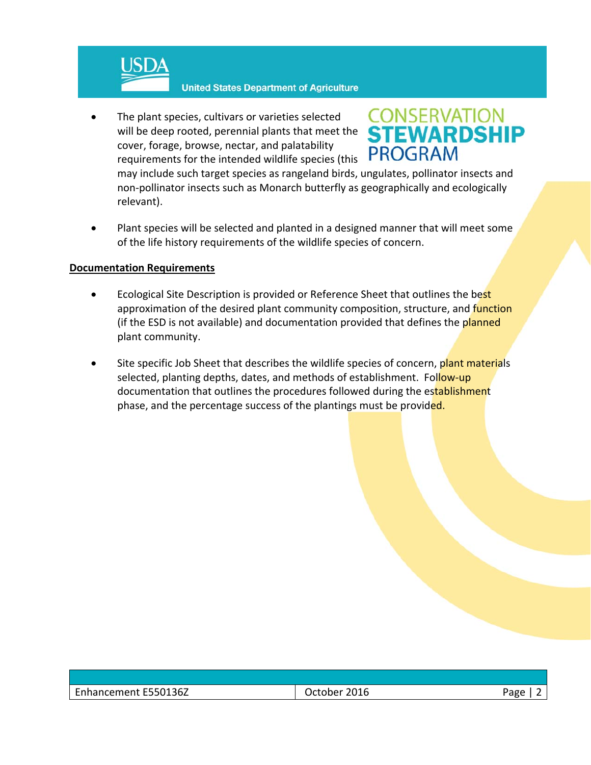- The plant species, cultivars or varieties selected will be deep rooted, perennial plants that meet the cover, forage, browse, nectar, and palatability requirements for the intended wildlife species (this may include such target species as rangeland birds, ungulates, pollinator insects and non-pollinator insects such as Monarch butterfly as geographically and ecologically relevant).

- Plant species will be selected and planted in a designed manner that will meet some of the life history requirements of the wildlife species of concern.

**Documentation Requirements**

- Ecological Site Description is provided or Reference Sheet that outlines the best approximation of the desired plant community composition, structure, and function (if the ESD is not available) and documentation provided that defines the planned plant community.

- Site specific Job Sheet that describes the wildlife species of concern, plant materials selected, planting depths, dates, and methods of establishment. Follow-up documentation that outlines the procedures followed during the establishment phase, and the percentage success of the plantings must be provided.